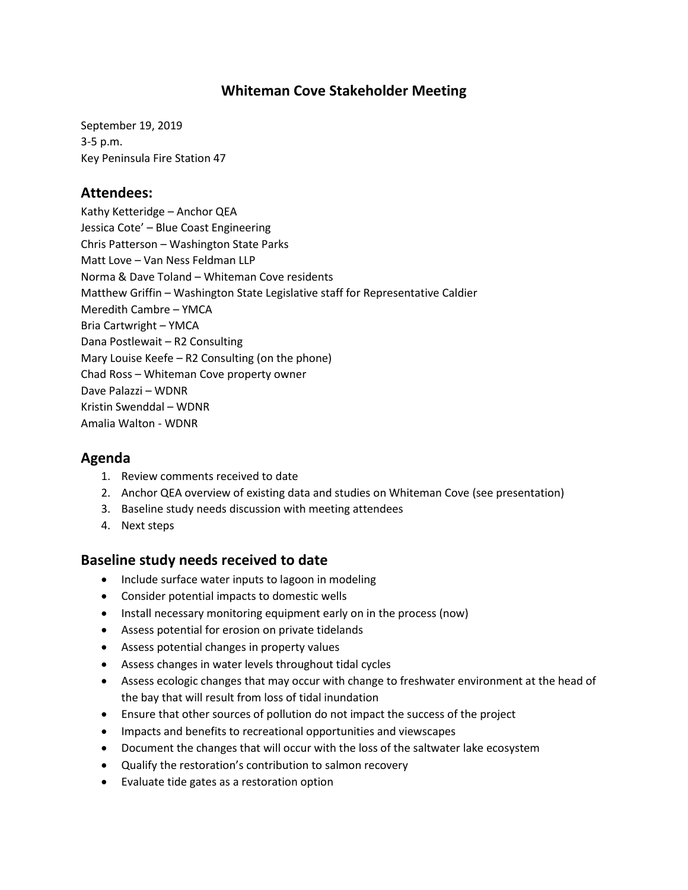# Whiteman Cove Stakeholder Meeting

September 19, 2019
3-5 p.m.
Key Peninsula Fire Station 47

## Attendees:

Kathy Ketteridge – Anchor QEA
Jessica Cote' – Blue Coast Engineering
Chris Patterson – Washington State Parks
Matt Love – Van Ness Feldman LLP
Norma & Dave Toland – Whiteman Cove residents
Matthew Griffin – Washington State Legislative staff for Representative Caldier
Meredith Cambre – YMCA
Bria Cartwright – YMCA
Dana Postlewait – R2 Consulting
Mary Louise Keefe – R2 Consulting (on the phone)
Chad Ross – Whiteman Cove property owner
Dave Palazzi – WDNR
Kristin Swenddal – WDNR
Amalia Walton - WDNR

## Agenda

1. Review comments received to date
2. Anchor QEA overview of existing data and studies on Whiteman Cove (see presentation)
3. Baseline study needs discussion with meeting attendees
4. Next steps

## Baseline study needs received to date

- Include surface water inputs to lagoon in modeling
- Consider potential impacts to domestic wells
- Install necessary monitoring equipment early on in the process (now)
- Assess potential for erosion on private tidelands
- Assess potential changes in property values
- Assess changes in water levels throughout tidal cycles
- Assess ecologic changes that may occur with change to freshwater environment at the head of the bay that will result from loss of tidal inundation
- Ensure that other sources of pollution do not impact the success of the project
- Impacts and benefits to recreational opportunities and viewscapes
- Document the changes that will occur with the loss of the saltwater lake ecosystem
- Qualify the restoration's contribution to salmon recovery
- Evaluate tide gates as a restoration option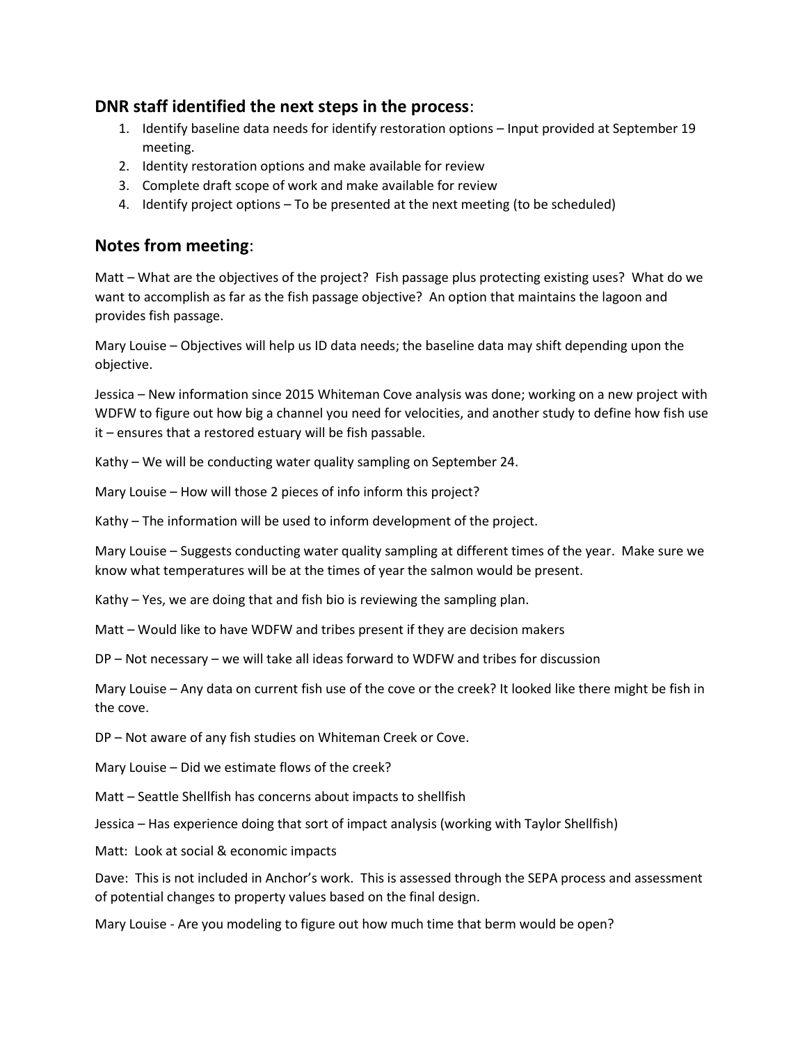## **DNR staff identified the next steps in the process**:

1. Identify baseline data needs for identify restoration options – Input provided at September 19 meeting.
2. Identity restoration options and make available for review
3. Complete draft scope of work and make available for review
4. Identify project options – To be presented at the next meeting (to be scheduled)

## **Notes from meeting**:

Matt – What are the objectives of the project? Fish passage plus protecting existing uses? What do we want to accomplish as far as the fish passage objective? An option that maintains the lagoon and provides fish passage.

Mary Louise – Objectives will help us ID data needs; the baseline data may shift depending upon the objective.

Jessica – New information since 2015 Whiteman Cove analysis was done; working on a new project with WDFW to figure out how big a channel you need for velocities, and another study to define how fish use it – ensures that a restored estuary will be fish passable.

Kathy – We will be conducting water quality sampling on September 24.

Mary Louise – How will those 2 pieces of info inform this project?

Kathy – The information will be used to inform development of the project.

Mary Louise – Suggests conducting water quality sampling at different times of the year. Make sure we know what temperatures will be at the times of year the salmon would be present.

Kathy – Yes, we are doing that and fish bio is reviewing the sampling plan.

Matt – Would like to have WDFW and tribes present if they are decision makers

DP – Not necessary – we will take all ideas forward to WDFW and tribes for discussion

Mary Louise – Any data on current fish use of the cove or the creek? It looked like there might be fish in the cove.

DP – Not aware of any fish studies on Whiteman Creek or Cove.

Mary Louise – Did we estimate flows of the creek?

Matt – Seattle Shellfish has concerns about impacts to shellfish

Jessica – Has experience doing that sort of impact analysis (working with Taylor Shellfish)

Matt: Look at social & economic impacts

Dave: This is not included in Anchor's work. This is assessed through the SEPA process and assessment of potential changes to property values based on the final design.

Mary Louise - Are you modeling to figure out how much time that berm would be open?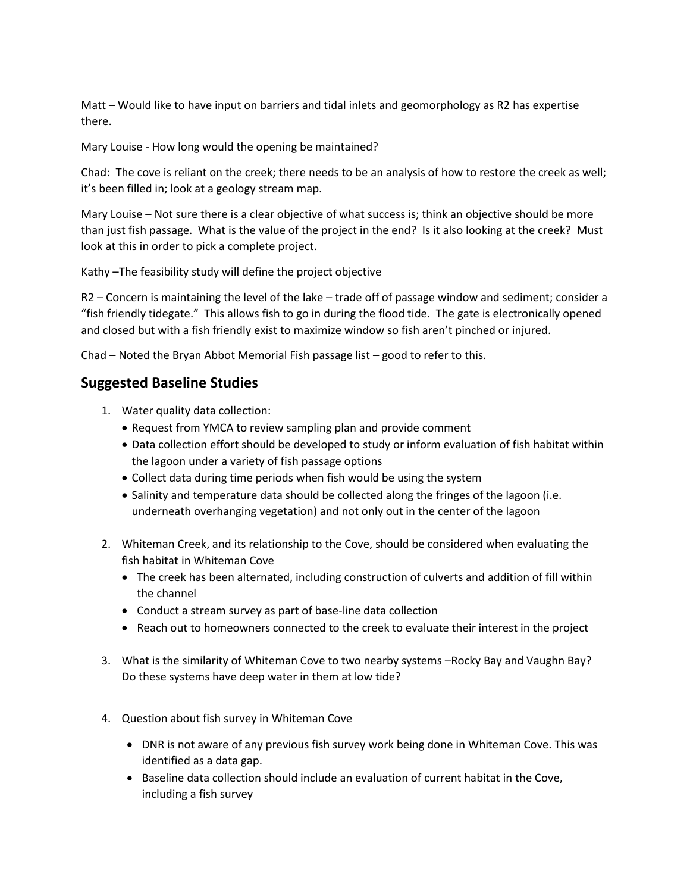Matt – Would like to have input on barriers and tidal inlets and geomorphology as R2 has expertise there.

Mary Louise - How long would the opening be maintained?

Chad: The cove is reliant on the creek; there needs to be an analysis of how to restore the creek as well; it's been filled in; look at a geology stream map.

Mary Louise – Not sure there is a clear objective of what success is; think an objective should be more than just fish passage. What is the value of the project in the end? Is it also looking at the creek? Must look at this in order to pick a complete project.

Kathy –The feasibility study will define the project objective

R2 – Concern is maintaining the level of the lake – trade off of passage window and sediment; consider a "fish friendly tidegate." This allows fish to go in during the flood tide. The gate is electronically opened and closed but with a fish friendly exist to maximize window so fish aren't pinched or injured.

Chad – Noted the Bryan Abbot Memorial Fish passage list – good to refer to this.

## Suggested Baseline Studies

1. Water quality data collection:
   - Request from YMCA to review sampling plan and provide comment
   - Data collection effort should be developed to study or inform evaluation of fish habitat within the lagoon under a variety of fish passage options
   - Collect data during time periods when fish would be using the system
   - Salinity and temperature data should be collected along the fringes of the lagoon (i.e. underneath overhanging vegetation) and not only out in the center of the lagoon

2. Whiteman Creek, and its relationship to the Cove, should be considered when evaluating the fish habitat in Whiteman Cove
   - The creek has been alternated, including construction of culverts and addition of fill within the channel
   - Conduct a stream survey as part of base-line data collection
   - Reach out to homeowners connected to the creek to evaluate their interest in the project

3. What is the similarity of Whiteman Cove to two nearby systems –Rocky Bay and Vaughn Bay? Do these systems have deep water in them at low tide?

4. Question about fish survey in Whiteman Cove
   - DNR is not aware of any previous fish survey work being done in Whiteman Cove. This was identified as a data gap.
   - Baseline data collection should include an evaluation of current habitat in the Cove, including a fish survey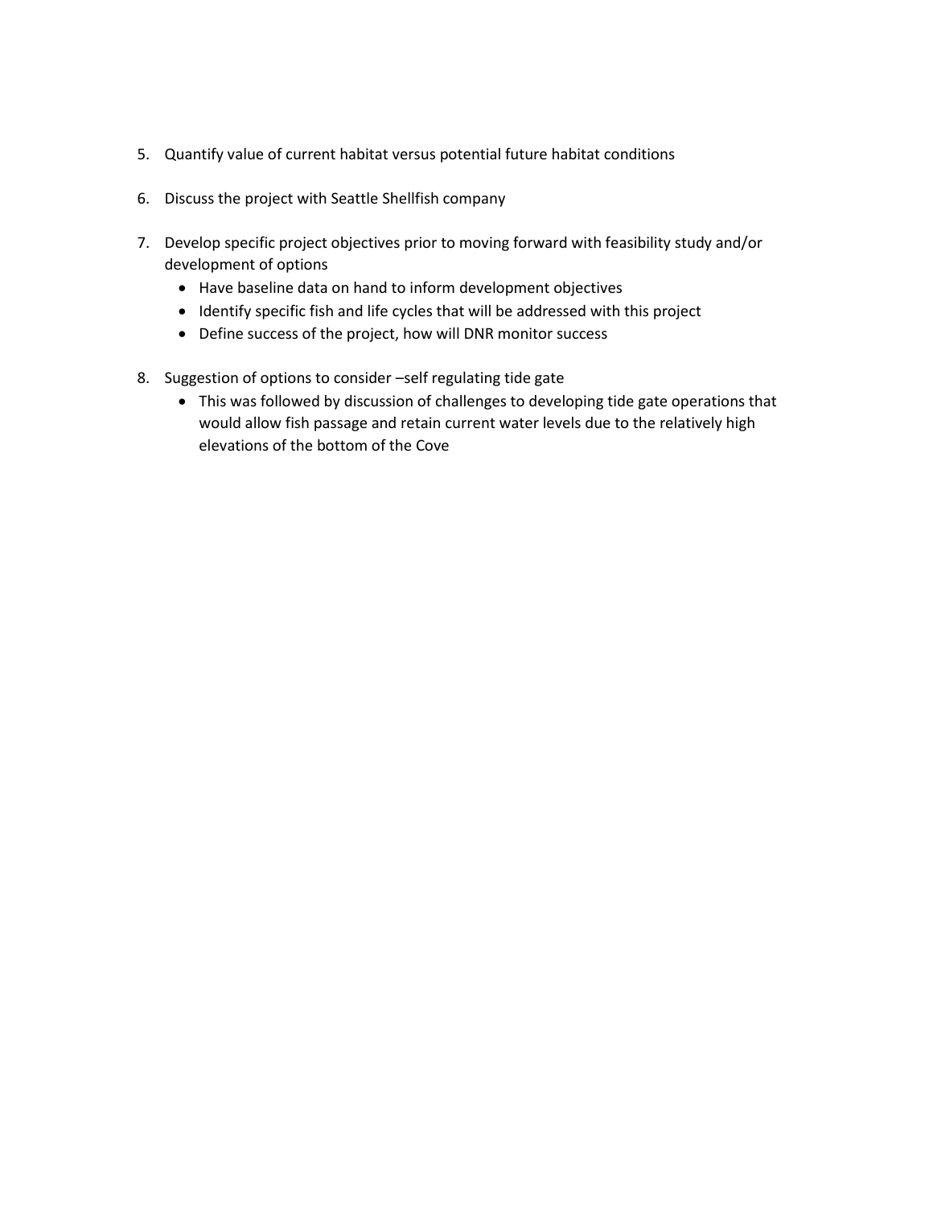5. Quantify value of current habitat versus potential future habitat conditions

6. Discuss the project with Seattle Shellfish company

7. Develop specific project objectives prior to moving forward with feasibility study and/or development of options
   - Have baseline data on hand to inform development objectives
   - Identify specific fish and life cycles that will be addressed with this project
   - Define success of the project, how will DNR monitor success

8. Suggestion of options to consider –self regulating tide gate
   - This was followed by discussion of challenges to developing tide gate operations that would allow fish passage and retain current water levels due to the relatively high elevations of the bottom of the Cove